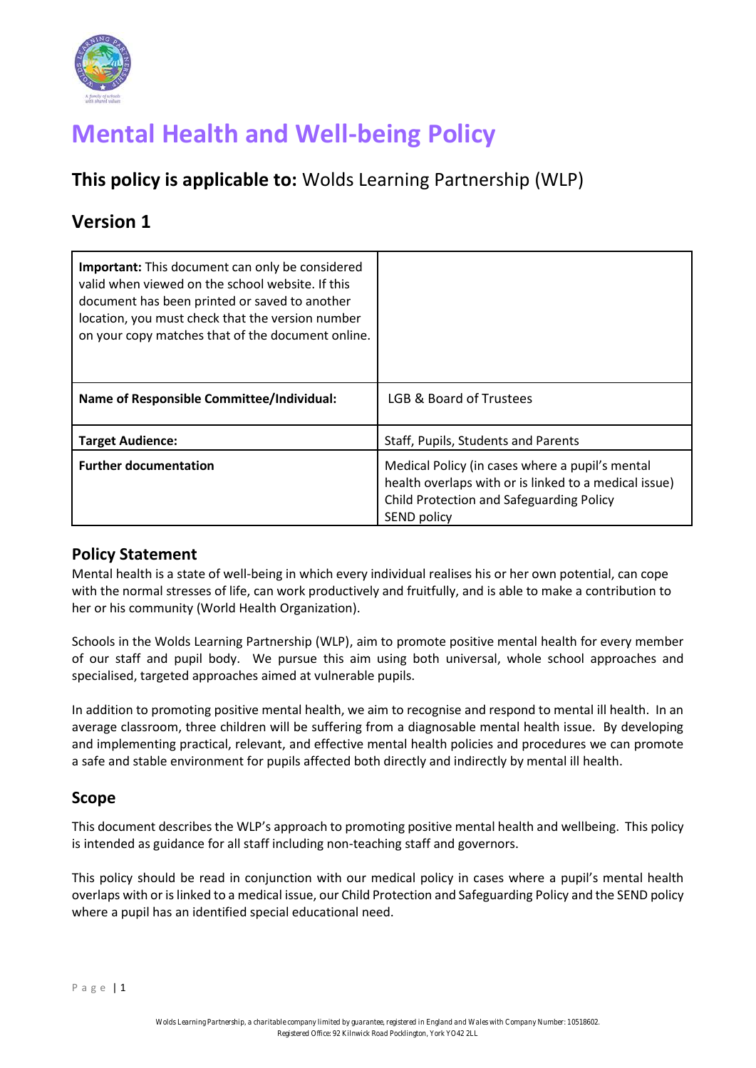# Mental Health and Well-being Policy

## This policy is applicable to: Wolds Learning Partnership (WLP)

## Version 1

| **Important:** This document can only be considered valid when viewed on the school website. If this document has been printed or saved to another location, you must check that the version number on your copy matches that of the document online. | |
|---|---|
| **Name of Responsible Committee/Individual:** | LGB & Board of Trustees |
| **Target Audience:** | Staff, Pupils, Students and Parents |
| **Further documentation** | Medical Policy (in cases where a pupil's mental health overlaps with or is linked to a medical issue)<br>Child Protection and Safeguarding Policy<br>SEND policy |

### Policy Statement

Mental health is a state of well-being in which every individual realises his or her own potential, can cope with the normal stresses of life, can work productively and fruitfully, and is able to make a contribution to her or his community (World Health Organization).

Schools in the Wolds Learning Partnership (WLP), aim to promote positive mental health for every member of our staff and pupil body. We pursue this aim using both universal, whole school approaches and specialised, targeted approaches aimed at vulnerable pupils.

In addition to promoting positive mental health, we aim to recognise and respond to mental ill health. In an average classroom, three children will be suffering from a diagnosable mental health issue. By developing and implementing practical, relevant, and effective mental health policies and procedures we can promote a safe and stable environment for pupils affected both directly and indirectly by mental ill health.

### Scope

This document describes the WLP's approach to promoting positive mental health and wellbeing. This policy is intended as guidance for all staff including non-teaching staff and governors.

This policy should be read in conjunction with our medical policy in cases where a pupil's mental health overlaps with or is linked to a medical issue, our Child Protection and Safeguarding Policy and the SEND policy where a pupil has an identified special educational need.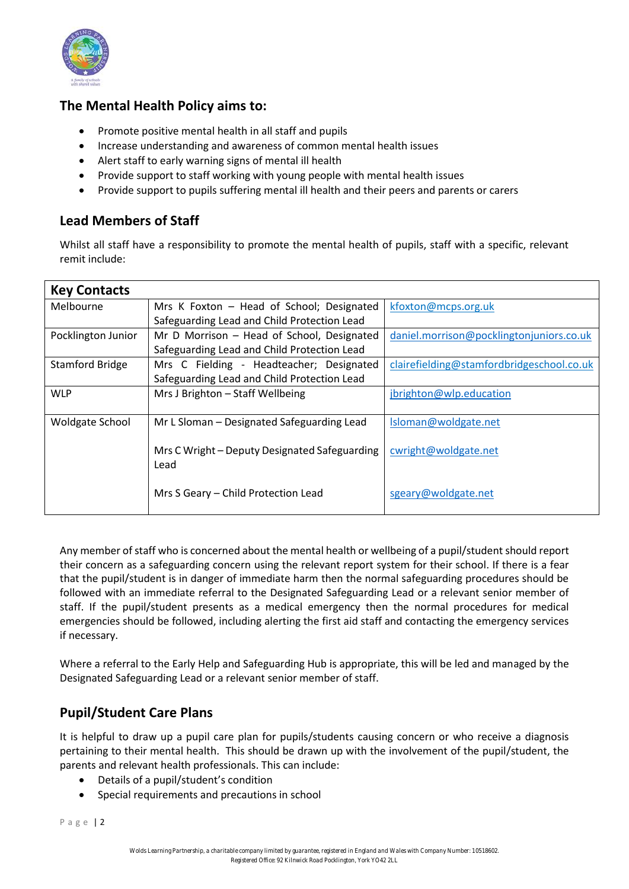## The Mental Health Policy aims to:

- Promote positive mental health in all staff and pupils
- Increase understanding and awareness of common mental health issues
- Alert staff to early warning signs of mental ill health
- Provide support to staff working with young people with mental health issues
- Provide support to pupils suffering mental ill health and their peers and parents or carers

## Lead Members of Staff

Whilst all staff have a responsibility to promote the mental health of pupils, staff with a specific, relevant remit include:

| Key Contacts | | |
|---|---|---|
| Melbourne | Mrs K Foxton – Head of School; Designated Safeguarding Lead and Child Protection Lead | kfoxton@mcps.org.uk |
| Pocklington Junior | Mr D Morrison – Head of School, Designated Safeguarding Lead and Child Protection Lead | daniel.morrison@pocklingtonjuniors.co.uk |
| Stamford Bridge | Mrs C Fielding - Headteacher; Designated Safeguarding Lead and Child Protection Lead | clairefielding@stamfordbridgeschool.co.uk |
| WLP | Mrs J Brighton – Staff Wellbeing | jbrighton@wlp.education |
| Woldgate School | Mr L Sloman – Designated Safeguarding Lead | lsloman@woldgate.net |
| | Mrs C Wright – Deputy Designated Safeguarding Lead | cwright@woldgate.net |
| | Mrs S Geary – Child Protection Lead | sgeary@woldgate.net |

Any member of staff who is concerned about the mental health or wellbeing of a pupil/student should report their concern as a safeguarding concern using the relevant report system for their school. If there is a fear that the pupil/student is in danger of immediate harm then the normal safeguarding procedures should be followed with an immediate referral to the Designated Safeguarding Lead or a relevant senior member of staff. If the pupil/student presents as a medical emergency then the normal procedures for medical emergencies should be followed, including alerting the first aid staff and contacting the emergency services if necessary.

Where a referral to the Early Help and Safeguarding Hub is appropriate, this will be led and managed by the Designated Safeguarding Lead or a relevant senior member of staff.

## Pupil/Student Care Plans

It is helpful to draw up a pupil care plan for pupils/students causing concern or who receive a diagnosis pertaining to their mental health. This should be drawn up with the involvement of the pupil/student, the parents and relevant health professionals. This can include:

- Details of a pupil/student's condition
- Special requirements and precautions in school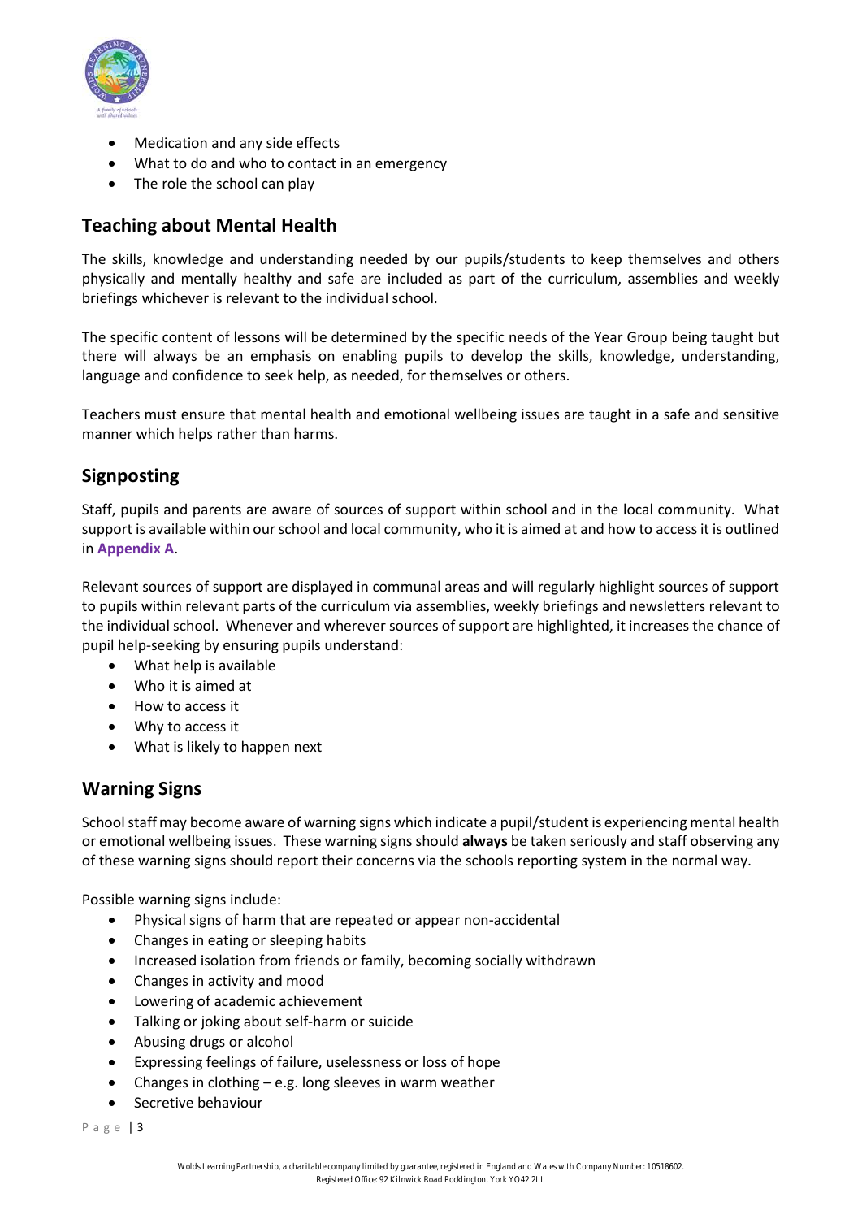- Medication and any side effects
- What to do and who to contact in an emergency
- The role the school can play

## Teaching about Mental Health

The skills, knowledge and understanding needed by our pupils/students to keep themselves and others physically and mentally healthy and safe are included as part of the curriculum, assemblies and weekly briefings whichever is relevant to the individual school.

The specific content of lessons will be determined by the specific needs of the Year Group being taught but there will always be an emphasis on enabling pupils to develop the skills, knowledge, understanding, language and confidence to seek help, as needed, for themselves or others.

Teachers must ensure that mental health and emotional wellbeing issues are taught in a safe and sensitive manner which helps rather than harms.

## Signposting

Staff, pupils and parents are aware of sources of support within school and in the local community. What support is available within our school and local community, who it is aimed at and how to access it is outlined in **Appendix A**.

Relevant sources of support are displayed in communal areas and will regularly highlight sources of support to pupils within relevant parts of the curriculum via assemblies, weekly briefings and newsletters relevant to the individual school. Whenever and wherever sources of support are highlighted, it increases the chance of pupil help-seeking by ensuring pupils understand:

- What help is available
- Who it is aimed at
- How to access it
- Why to access it
- What is likely to happen next

## Warning Signs

School staff may become aware of warning signs which indicate a pupil/student is experiencing mental health or emotional wellbeing issues. These warning signs should **always** be taken seriously and staff observing any of these warning signs should report their concerns via the schools reporting system in the normal way.

Possible warning signs include:

- Physical signs of harm that are repeated or appear non-accidental
- Changes in eating or sleeping habits
- Increased isolation from friends or family, becoming socially withdrawn
- Changes in activity and mood
- Lowering of academic achievement
- Talking or joking about self-harm or suicide
- Abusing drugs or alcohol
- Expressing feelings of failure, uselessness or loss of hope
- Changes in clothing – e.g. long sleeves in warm weather
- Secretive behaviour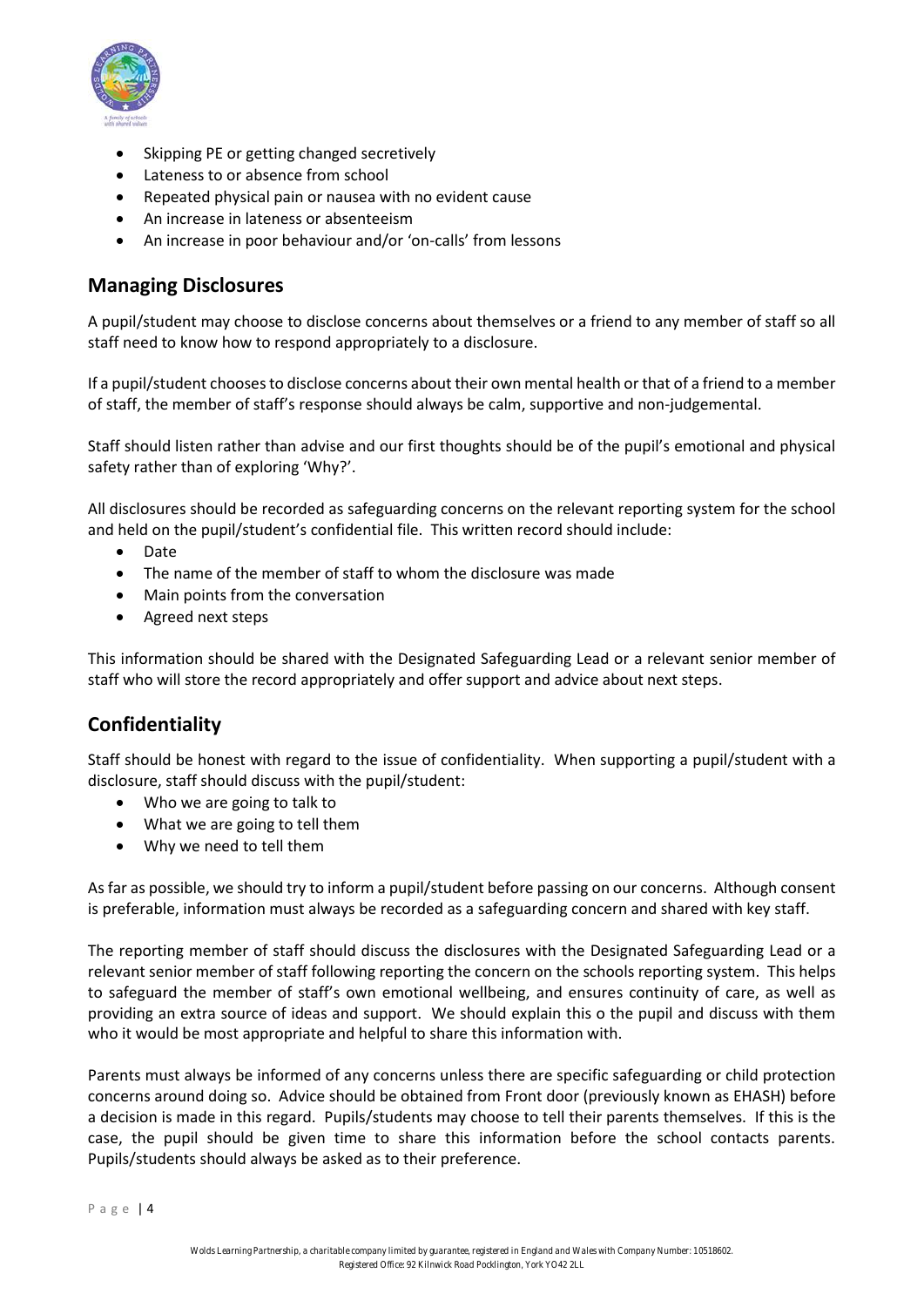- Skipping PE or getting changed secretively
- Lateness to or absence from school
- Repeated physical pain or nausea with no evident cause
- An increase in lateness or absenteeism
- An increase in poor behaviour and/or 'on-calls' from lessons

## Managing Disclosures

A pupil/student may choose to disclose concerns about themselves or a friend to any member of staff so all staff need to know how to respond appropriately to a disclosure.

If a pupil/student chooses to disclose concerns about their own mental health or that of a friend to a member of staff, the member of staff's response should always be calm, supportive and non-judgemental.

Staff should listen rather than advise and our first thoughts should be of the pupil's emotional and physical safety rather than of exploring 'Why?'.

All disclosures should be recorded as safeguarding concerns on the relevant reporting system for the school and held on the pupil/student's confidential file. This written record should include:

- Date
- The name of the member of staff to whom the disclosure was made
- Main points from the conversation
- Agreed next steps

This information should be shared with the Designated Safeguarding Lead or a relevant senior member of staff who will store the record appropriately and offer support and advice about next steps.

## Confidentiality

Staff should be honest with regard to the issue of confidentiality. When supporting a pupil/student with a disclosure, staff should discuss with the pupil/student:

- Who we are going to talk to
- What we are going to tell them
- Why we need to tell them

As far as possible, we should try to inform a pupil/student before passing on our concerns. Although consent is preferable, information must always be recorded as a safeguarding concern and shared with key staff.

The reporting member of staff should discuss the disclosures with the Designated Safeguarding Lead or a relevant senior member of staff following reporting the concern on the schools reporting system. This helps to safeguard the member of staff's own emotional wellbeing, and ensures continuity of care, as well as providing an extra source of ideas and support. We should explain this o the pupil and discuss with them who it would be most appropriate and helpful to share this information with.

Parents must always be informed of any concerns unless there are specific safeguarding or child protection concerns around doing so. Advice should be obtained from Front door (previously known as EHASH) before a decision is made in this regard. Pupils/students may choose to tell their parents themselves. If this is the case, the pupil should be given time to share this information before the school contacts parents. Pupils/students should always be asked as to their preference.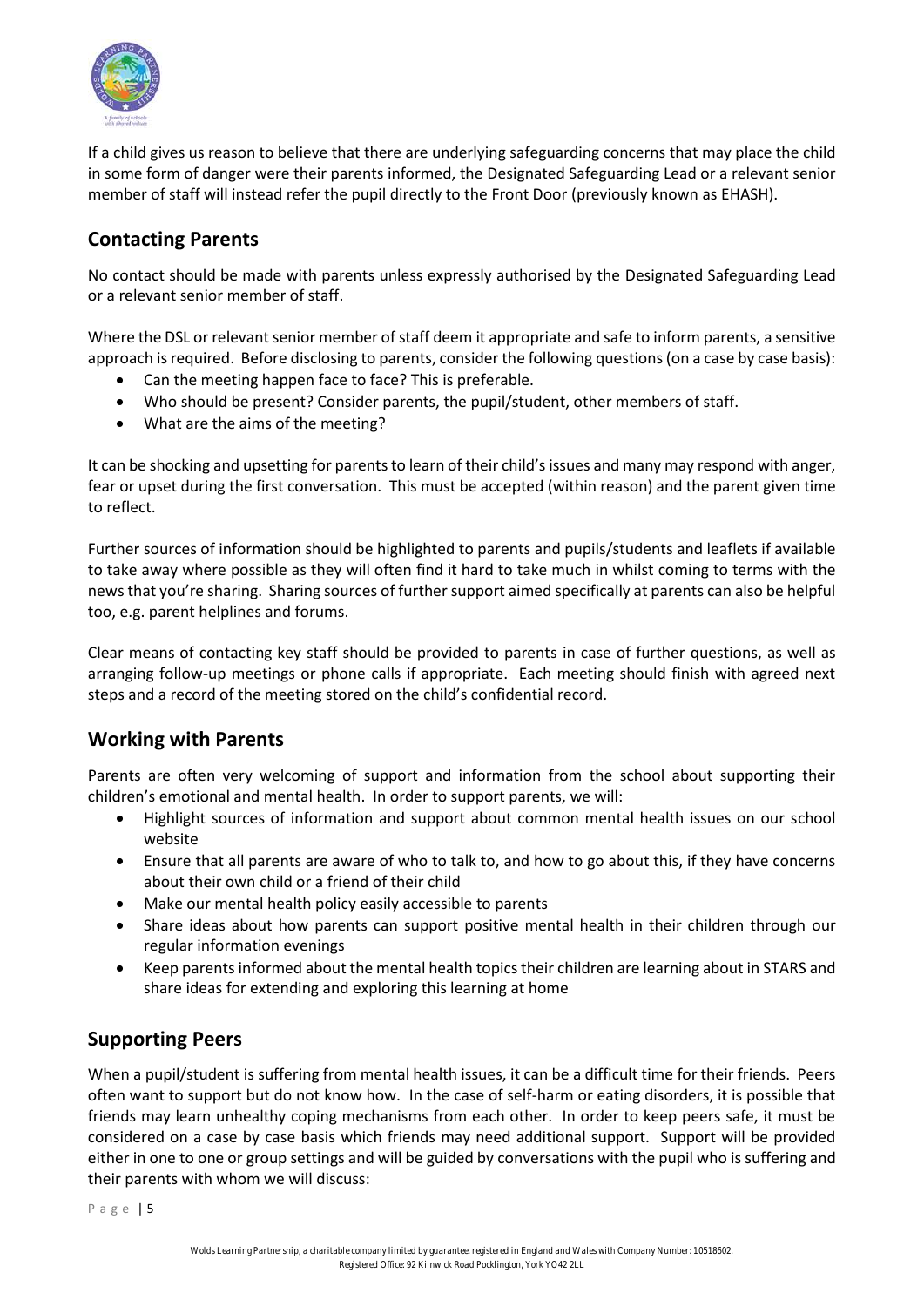If a child gives us reason to believe that there are underlying safeguarding concerns that may place the child in some form of danger were their parents informed, the Designated Safeguarding Lead or a relevant senior member of staff will instead refer the pupil directly to the Front Door (previously known as EHASH).

## Contacting Parents

No contact should be made with parents unless expressly authorised by the Designated Safeguarding Lead or a relevant senior member of staff.

Where the DSL or relevant senior member of staff deem it appropriate and safe to inform parents, a sensitive approach is required. Before disclosing to parents, consider the following questions (on a case by case basis):

- Can the meeting happen face to face? This is preferable.
- Who should be present? Consider parents, the pupil/student, other members of staff.
- What are the aims of the meeting?

It can be shocking and upsetting for parents to learn of their child's issues and many may respond with anger, fear or upset during the first conversation. This must be accepted (within reason) and the parent given time to reflect.

Further sources of information should be highlighted to parents and pupils/students and leaflets if available to take away where possible as they will often find it hard to take much in whilst coming to terms with the news that you're sharing. Sharing sources of further support aimed specifically at parents can also be helpful too, e.g. parent helplines and forums.

Clear means of contacting key staff should be provided to parents in case of further questions, as well as arranging follow-up meetings or phone calls if appropriate. Each meeting should finish with agreed next steps and a record of the meeting stored on the child's confidential record.

## Working with Parents

Parents are often very welcoming of support and information from the school about supporting their children's emotional and mental health. In order to support parents, we will:

- Highlight sources of information and support about common mental health issues on our school website
- Ensure that all parents are aware of who to talk to, and how to go about this, if they have concerns about their own child or a friend of their child
- Make our mental health policy easily accessible to parents
- Share ideas about how parents can support positive mental health in their children through our regular information evenings
- Keep parents informed about the mental health topics their children are learning about in STARS and share ideas for extending and exploring this learning at home

## Supporting Peers

When a pupil/student is suffering from mental health issues, it can be a difficult time for their friends. Peers often want to support but do not know how. In the case of self-harm or eating disorders, it is possible that friends may learn unhealthy coping mechanisms from each other. In order to keep peers safe, it must be considered on a case by case basis which friends may need additional support. Support will be provided either in one to one or group settings and will be guided by conversations with the pupil who is suffering and their parents with whom we will discuss: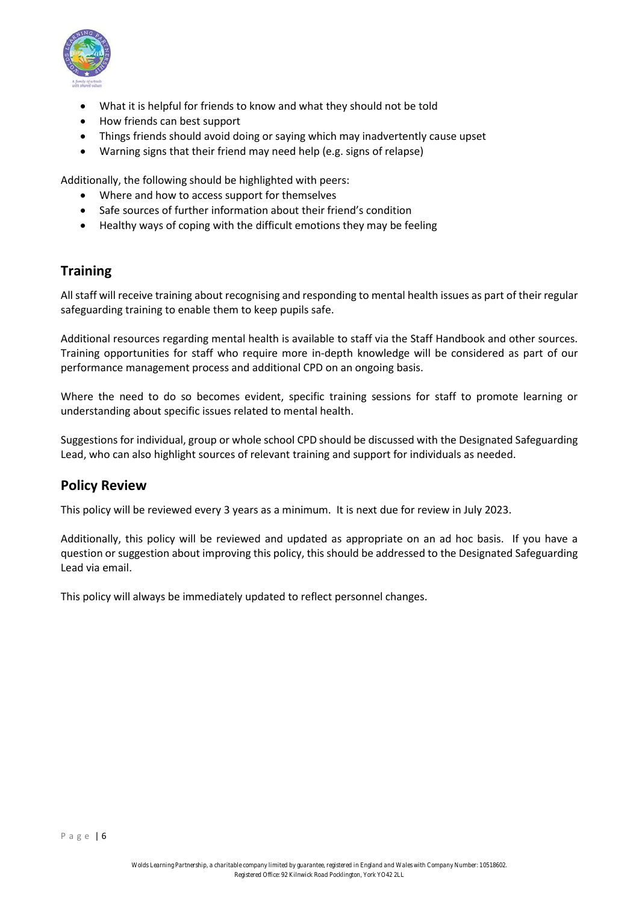- What it is helpful for friends to know and what they should not be told
- How friends can best support
- Things friends should avoid doing or saying which may inadvertently cause upset
- Warning signs that their friend may need help (e.g. signs of relapse)

Additionally, the following should be highlighted with peers:

- Where and how to access support for themselves
- Safe sources of further information about their friend's condition
- Healthy ways of coping with the difficult emotions they may be feeling

## Training

All staff will receive training about recognising and responding to mental health issues as part of their regular safeguarding training to enable them to keep pupils safe.

Additional resources regarding mental health is available to staff via the Staff Handbook and other sources. Training opportunities for staff who require more in-depth knowledge will be considered as part of our performance management process and additional CPD on an ongoing basis.

Where the need to do so becomes evident, specific training sessions for staff to promote learning or understanding about specific issues related to mental health.

Suggestions for individual, group or whole school CPD should be discussed with the Designated Safeguarding Lead, who can also highlight sources of relevant training and support for individuals as needed.

## Policy Review

This policy will be reviewed every 3 years as a minimum. It is next due for review in July 2023.

Additionally, this policy will be reviewed and updated as appropriate on an ad hoc basis. If you have a question or suggestion about improving this policy, this should be addressed to the Designated Safeguarding Lead via email.

This policy will always be immediately updated to reflect personnel changes.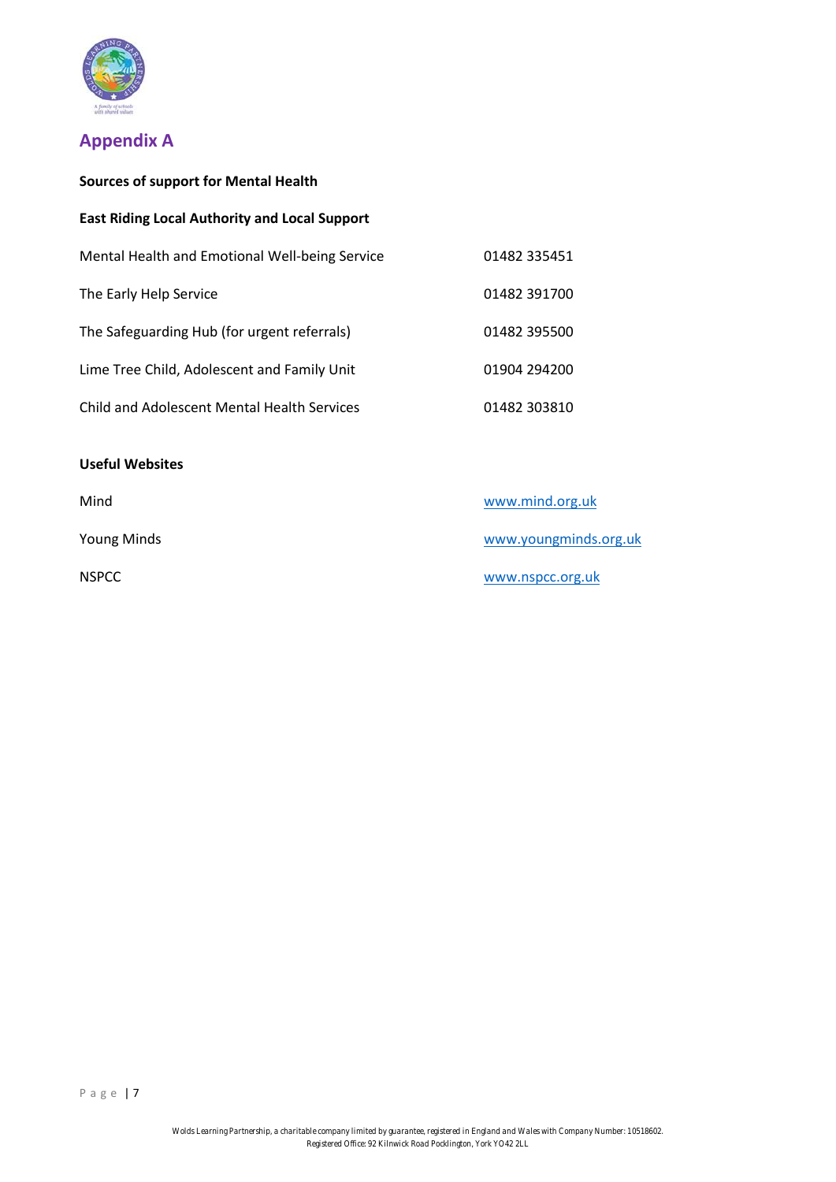## Appendix A

**Sources of support for Mental Health**

**East Riding Local Authority and Local Support**

| | |
|---|---|
| Mental Health and Emotional Well-being Service | 01482 335451 |
| The Early Help Service | 01482 391700 |
| The Safeguarding Hub (for urgent referrals) | 01482 395500 |
| Lime Tree Child, Adolescent and Family Unit | 01904 294200 |
| Child and Adolescent Mental Health Services | 01482 303810 |

**Useful Websites**

| | |
|---|---|
| Mind | www.mind.org.uk |
| Young Minds | www.youngminds.org.uk |
| NSPCC | www.nspcc.org.uk |

Wolds Learning Partnership, a charitable company limited by guarantee, registered in England and Wales with Company Number: 10518602.
Registered Office: 92 Kilnwick Road Pocklington, York YO42 2LL